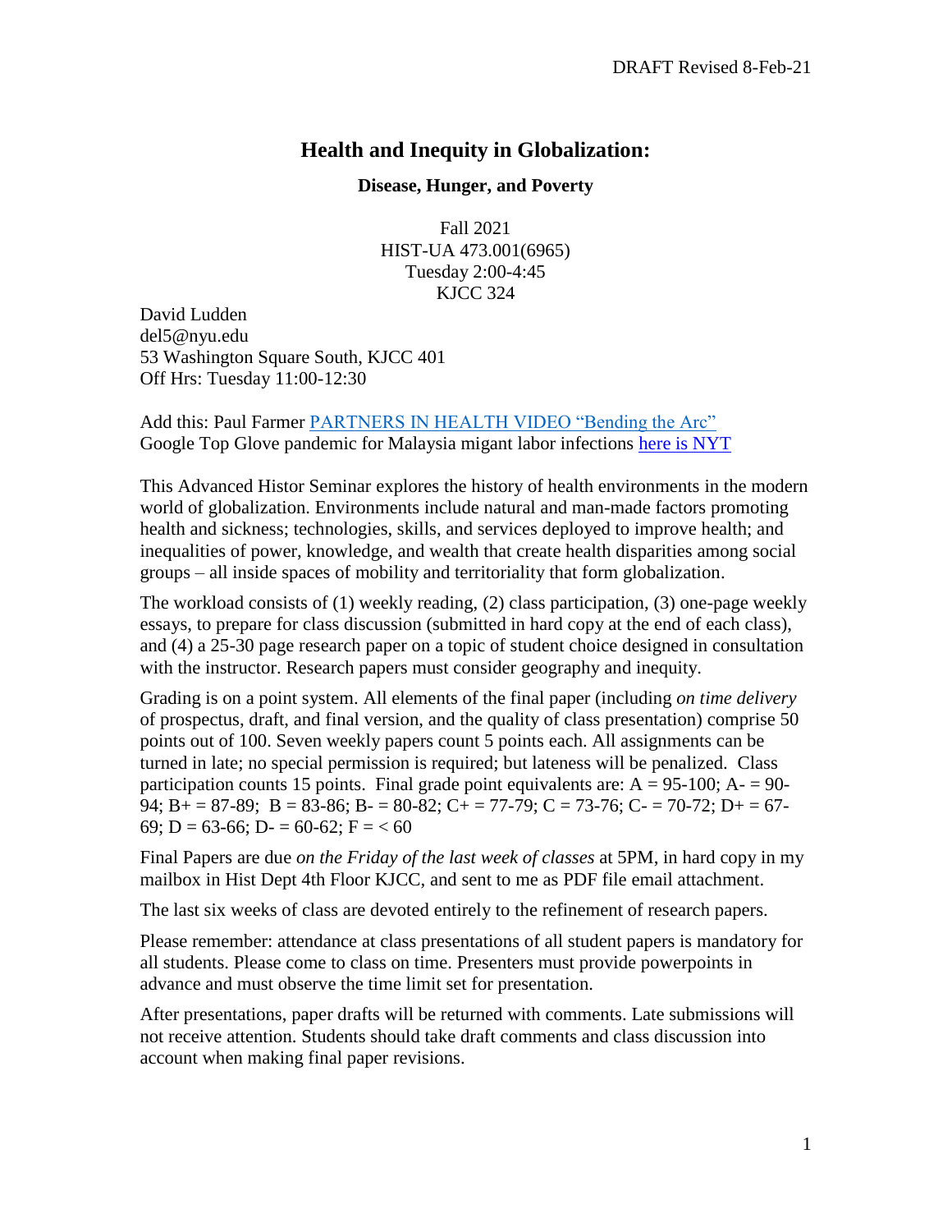DRAFT Revised 8-Feb-21

# Health and Inequity in Globalization:

### Disease, Hunger, and Poverty

Fall 2021
HIST-UA 473.001(6965)
Tuesday 2:00-4:45
KJCC 324

David Ludden
del5@nyu.edu
53 Washington Square South, KJCC 401
Off Hrs: Tuesday 11:00-12:30

Add this: Paul Farmer PARTNERS IN HEALTH VIDEO "Bending the Arc"
Google Top Glove pandemic for Malaysia migant labor infections here is NYT

This Advanced Histor Seminar explores the history of health environments in the modern world of globalization. Environments include natural and man-made factors promoting health and sickness; technologies, skills, and services deployed to improve health; and inequalities of power, knowledge, and wealth that create health disparities among social groups – all inside spaces of mobility and territoriality that form globalization.

The workload consists of (1) weekly reading, (2) class participation, (3) one-page weekly essays, to prepare for class discussion (submitted in hard copy at the end of each class), and (4) a 25-30 page research paper on a topic of student choice designed in consultation with the instructor. Research papers must consider geography and inequity.

Grading is on a point system. All elements of the final paper (including *on time delivery* of prospectus, draft, and final version, and the quality of class presentation) comprise 50 points out of 100. Seven weekly papers count 5 points each. All assignments can be turned in late; no special permission is required; but lateness will be penalized. Class participation counts 15 points. Final grade point equivalents are: A = 95-100; A- = 90-94; B+ = 87-89; B = 83-86; B- = 80-82; C+ = 77-79; C = 73-76; C- = 70-72; D+ = 67-69; D = 63-66; D- = 60-62; F = < 60

Final Papers are due *on the Friday of the last week of classes* at 5PM, in hard copy in my mailbox in Hist Dept 4th Floor KJCC, and sent to me as PDF file email attachment.

The last six weeks of class are devoted entirely to the refinement of research papers.

Please remember: attendance at class presentations of all student papers is mandatory for all students. Please come to class on time. Presenters must provide powerpoints in advance and must observe the time limit set for presentation.

After presentations, paper drafts will be returned with comments. Late submissions will not receive attention. Students should take draft comments and class discussion into account when making final paper revisions.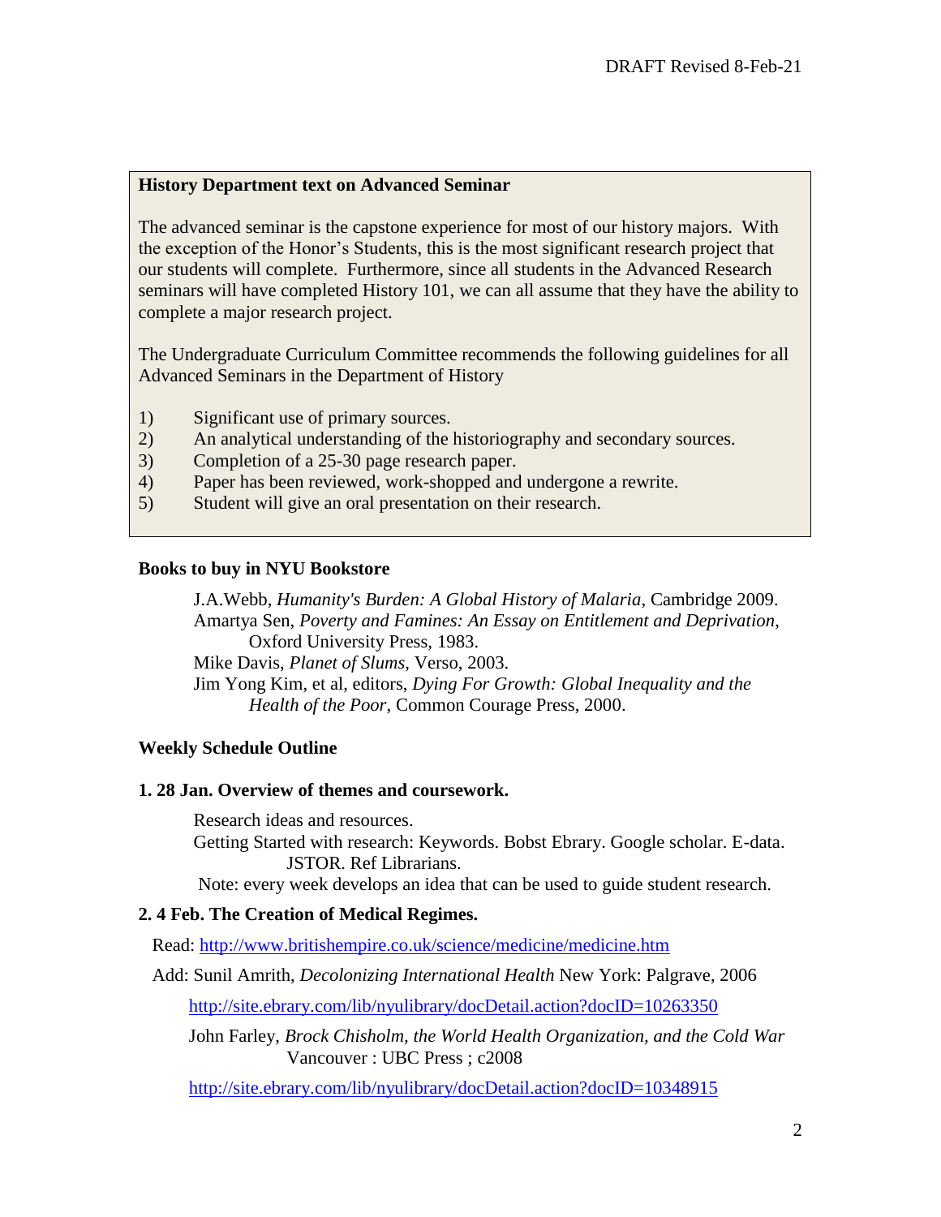DRAFT Revised 8-Feb-21

**History Department text on Advanced Seminar**

The advanced seminar is the capstone experience for most of our history majors. With the exception of the Honor's Students, this is the most significant research project that our students will complete. Furthermore, since all students in the Advanced Research seminars will have completed History 101, we can all assume that they have the ability to complete a major research project.

The Undergraduate Curriculum Committee recommends the following guidelines for all Advanced Seminars in the Department of History

1) Significant use of primary sources.
2) An analytical understanding of the historiography and secondary sources.
3) Completion of a 25-30 page research paper.
4) Paper has been reviewed, work-shopped and undergone a rewrite.
5) Student will give an oral presentation on their research.

**Books to buy in NYU Bookstore**

J.A.Webb, *Humanity's Burden: A Global History of Malaria*, Cambridge 2009.
Amartya Sen, *Poverty and Famines: An Essay on Entitlement and Deprivation*, Oxford University Press, 1983.
Mike Davis, *Planet of Slums*, Verso, 2003.
Jim Yong Kim, et al, editors, *Dying For Growth: Global Inequality and the Health of the Poor*, Common Courage Press, 2000.

**Weekly Schedule Outline**

**1. 28 Jan. Overview of themes and coursework.**

Research ideas and resources.
Getting Started with research: Keywords. Bobst Ebrary. Google scholar. E-data. JSTOR. Ref Librarians.
Note: every week develops an idea that can be used to guide student research.

**2. 4 Feb. The Creation of Medical Regimes.**

Read: http://www.britishempire.co.uk/science/medicine/medicine.htm

Add: Sunil Amrith, *Decolonizing International Health* New York: Palgrave, 2006

http://site.ebrary.com/lib/nyulibrary/docDetail.action?docID=10263350

John Farley, *Brock Chisholm, the World Health Organization, and the Cold War* Vancouver : UBC Press ; c2008

http://site.ebrary.com/lib/nyulibrary/docDetail.action?docID=10348915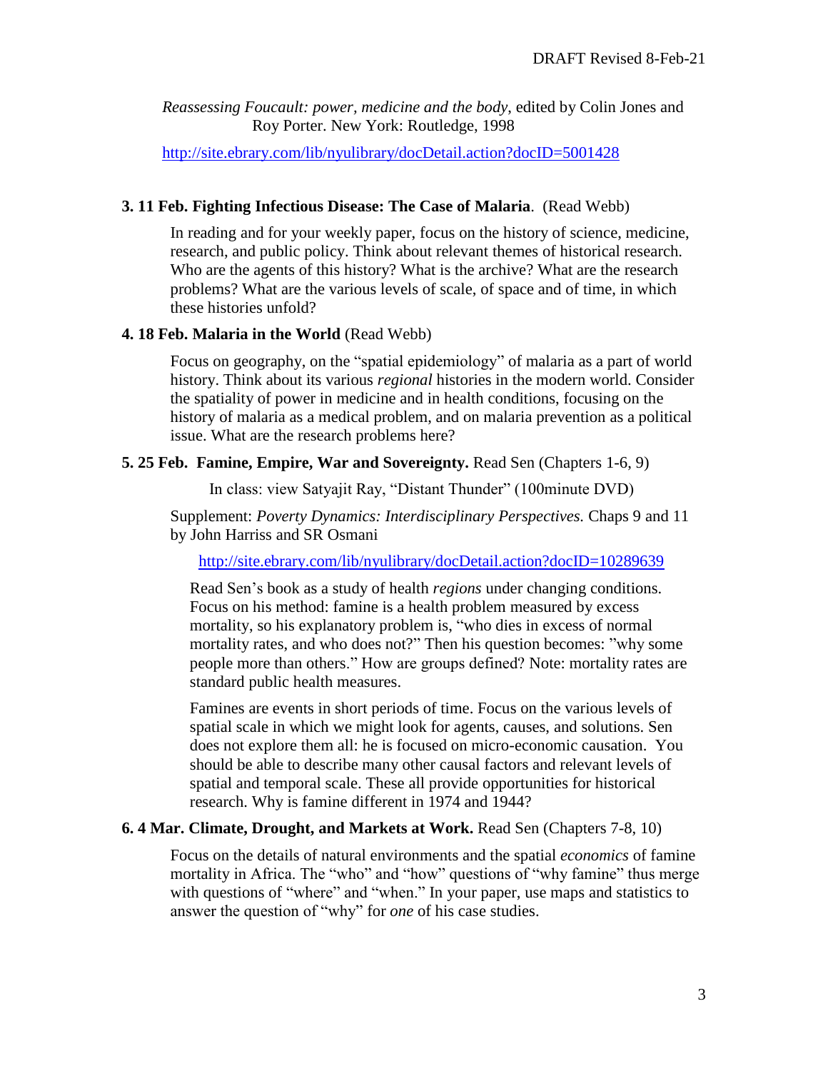*Reassessing Foucault: power, medicine and the body*, edited by Colin Jones and Roy Porter. New York: Routledge, 1998

http://site.ebrary.com/lib/nyulibrary/docDetail.action?docID=5001428

**3. 11 Feb. Fighting Infectious Disease: The Case of Malaria**. (Read Webb)

In reading and for your weekly paper, focus on the history of science, medicine, research, and public policy. Think about relevant themes of historical research. Who are the agents of this history? What is the archive? What are the research problems? What are the various levels of scale, of space and of time, in which these histories unfold?

**4. 18 Feb. Malaria in the World** (Read Webb)

Focus on geography, on the "spatial epidemiology" of malaria as a part of world history. Think about its various *regional* histories in the modern world. Consider the spatiality of power in medicine and in health conditions, focusing on the history of malaria as a medical problem, and on malaria prevention as a political issue. What are the research problems here?

**5. 25 Feb. Famine, Empire, War and Sovereignty.** Read Sen (Chapters 1-6, 9)

In class: view Satyajit Ray, "Distant Thunder" (100minute DVD)

Supplement: *Poverty Dynamics: Interdisciplinary Perspectives.* Chaps 9 and 11 by John Harriss and SR Osmani

http://site.ebrary.com/lib/nyulibrary/docDetail.action?docID=10289639

Read Sen's book as a study of health *regions* under changing conditions. Focus on his method: famine is a health problem measured by excess mortality, so his explanatory problem is, "who dies in excess of normal mortality rates, and who does not?" Then his question becomes: "why some people more than others." How are groups defined? Note: mortality rates are standard public health measures.

Famines are events in short periods of time. Focus on the various levels of spatial scale in which we might look for agents, causes, and solutions. Sen does not explore them all: he is focused on micro-economic causation. You should be able to describe many other causal factors and relevant levels of spatial and temporal scale. These all provide opportunities for historical research. Why is famine different in 1974 and 1944?

**6. 4 Mar. Climate, Drought, and Markets at Work.** Read Sen (Chapters 7-8, 10)

Focus on the details of natural environments and the spatial *economics* of famine mortality in Africa. The "who" and "how" questions of "why famine" thus merge with questions of "where" and "when." In your paper, use maps and statistics to answer the question of "why" for *one* of his case studies.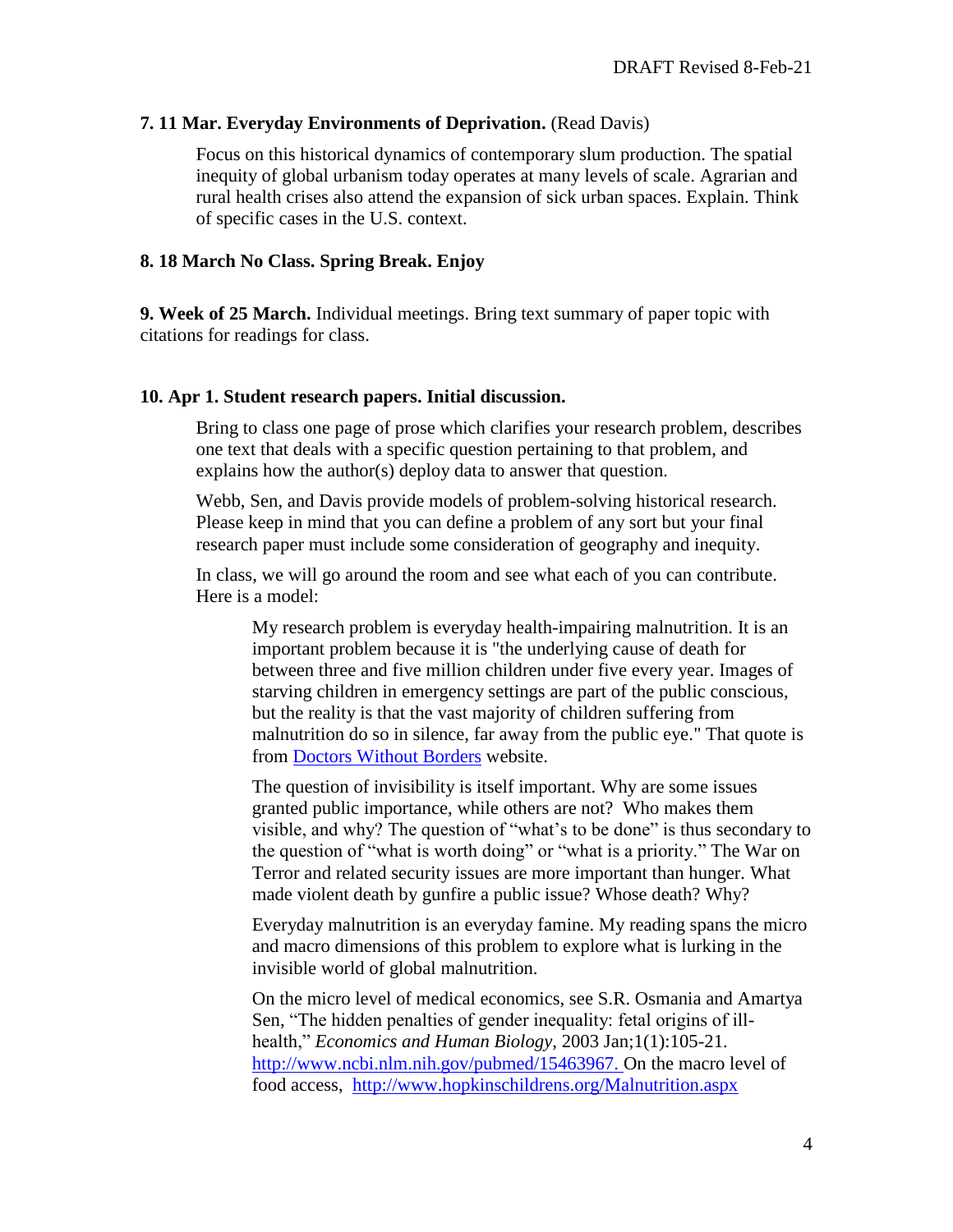**7. 11 Mar. Everyday Environments of Deprivation.** (Read Davis)

> Focus on this historical dynamics of contemporary slum production. The spatial inequity of global urbanism today operates at many levels of scale. Agrarian and rural health crises also attend the expansion of sick urban spaces. Explain. Think of specific cases in the U.S. context.

**8. 18 March No Class. Spring Break. Enjoy**

**9. Week of 25 March.** Individual meetings. Bring text summary of paper topic with citations for readings for class.

**10. Apr 1. Student research papers. Initial discussion.**

> Bring to class one page of prose which clarifies your research problem, describes one text that deals with a specific question pertaining to that problem, and explains how the author(s) deploy data to answer that question.
>
> Webb, Sen, and Davis provide models of problem-solving historical research. Please keep in mind that you can define a problem of any sort but your final research paper must include some consideration of geography and inequity.
>
> In class, we will go around the room and see what each of you can contribute. Here is a model:
>
> > My research problem is everyday health-impairing malnutrition. It is an important problem because it is "the underlying cause of death for between three and five million children under five every year. Images of starving children in emergency settings are part of the public conscious, but the reality is that the vast majority of children suffering from malnutrition do so in silence, far away from the public eye." That quote is from Doctors Without Borders website.
> >
> > The question of invisibility is itself important. Why are some issues granted public importance, while others are not? Who makes them visible, and why? The question of "what's to be done" is thus secondary to the question of "what is worth doing" or "what is a priority." The War on Terror and related security issues are more important than hunger. What made violent death by gunfire a public issue? Whose death? Why?
> >
> > Everyday malnutrition is an everyday famine. My reading spans the micro and macro dimensions of this problem to explore what is lurking in the invisible world of global malnutrition.
> >
> > On the micro level of medical economics, see S.R. Osmania and Amartya Sen, "The hidden penalties of gender inequality: fetal origins of ill-health," *Economics and Human Biology*, 2003 Jan;1(1):105-21. http://www.ncbi.nlm.nih.gov/pubmed/15463967. On the macro level of food access, http://www.hopkinschildrens.org/Malnutrition.aspx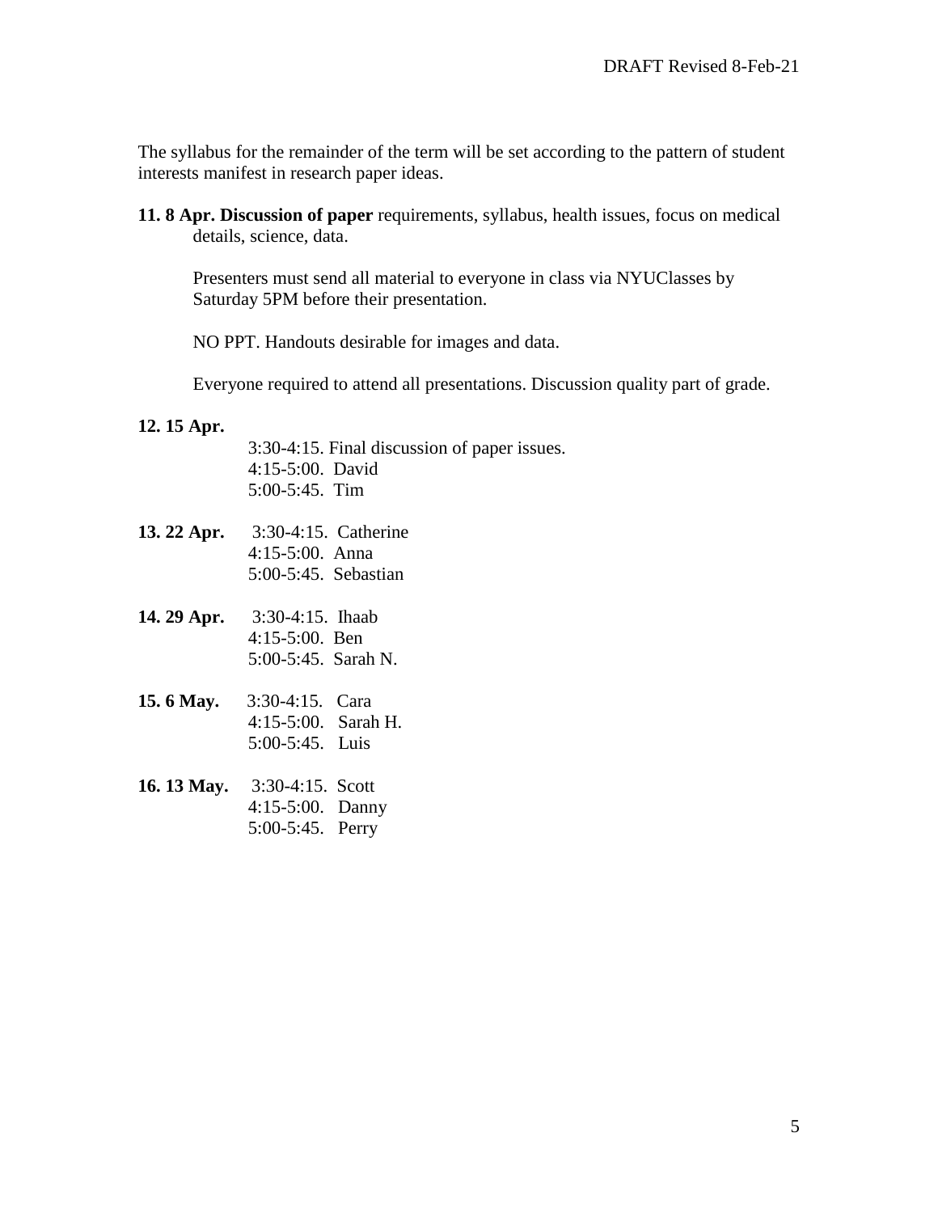The syllabus for the remainder of the term will be set according to the pattern of student interests manifest in research paper ideas.

**11. 8 Apr. Discussion of paper** requirements, syllabus, health issues, focus on medical details, science, data.

Presenters must send all material to everyone in class via NYUClasses by Saturday 5PM before their presentation.

NO PPT. Handouts desirable for images and data.

Everyone required to attend all presentations. Discussion quality part of grade.

**12. 15 Apr.**

3:30-4:15. Final discussion of paper issues.
4:15-5:00. David
5:00-5:45. Tim

**13. 22 Apr.**

3:30-4:15. Catherine
4:15-5:00. Anna
5:00-5:45. Sebastian

**14. 29 Apr.**

3:30-4:15. Ihaab
4:15-5:00. Ben
5:00-5:45. Sarah N.

**15. 6 May.**

3:30-4:15. Cara
4:15-5:00. Sarah H.
5:00-5:45. Luis

**16. 13 May.**

3:30-4:15. Scott
4:15-5:00. Danny
5:00-5:45. Perry